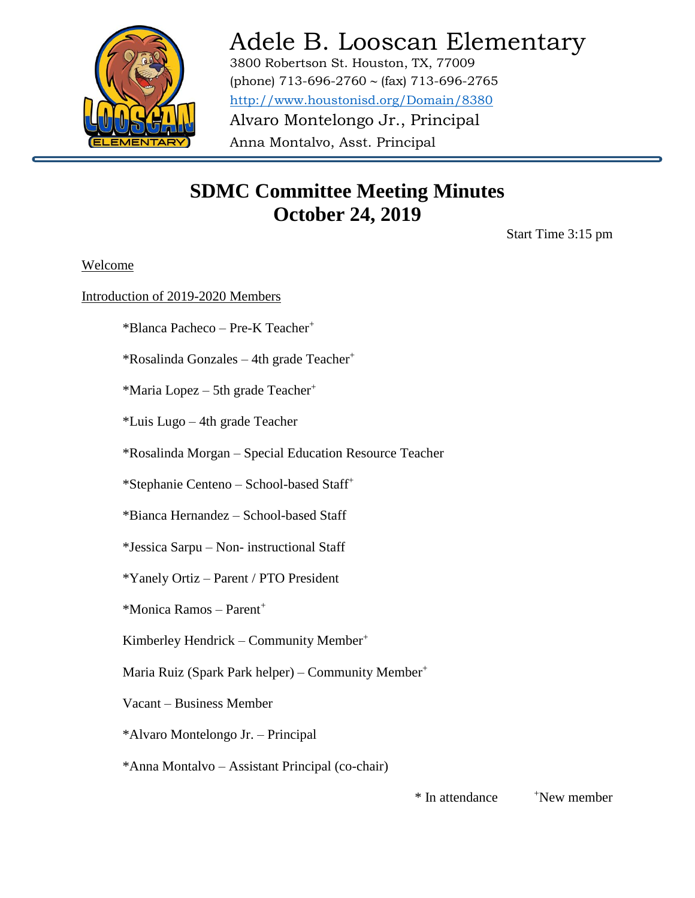# Adele B. Looscan Elementary

3800 Robertson St. Houston, TX, 77009
(phone) 713-696-2760 ~ (fax) 713-696-2765
http://www.houstonisd.org/Domain/8380
Alvaro Montelongo Jr., Principal
Anna Montalvo, Asst. Principal

## SDMC Committee Meeting Minutes
## October 24, 2019

Start Time 3:15 pm

Welcome

Introduction of 2019-2020 Members

*Blanca Pacheco – Pre-K Teacher+

*Rosalinda Gonzales – 4th grade Teacher+

*Maria Lopez – 5th grade Teacher+

*Luis Lugo – 4th grade Teacher

*Rosalinda Morgan – Special Education Resource Teacher

*Stephanie Centeno – School-based Staff+

*Bianca Hernandez – School-based Staff

*Jessica Sarpu – Non- instructional Staff

*Yanely Ortiz – Parent / PTO President

*Monica Ramos – Parent+

Kimberley Hendrick – Community Member+

Maria Ruiz (Spark Park helper) – Community Member+

Vacant – Business Member

*Alvaro Montelongo Jr. – Principal

*Anna Montalvo – Assistant Principal (co-chair)

\* In attendance    +New member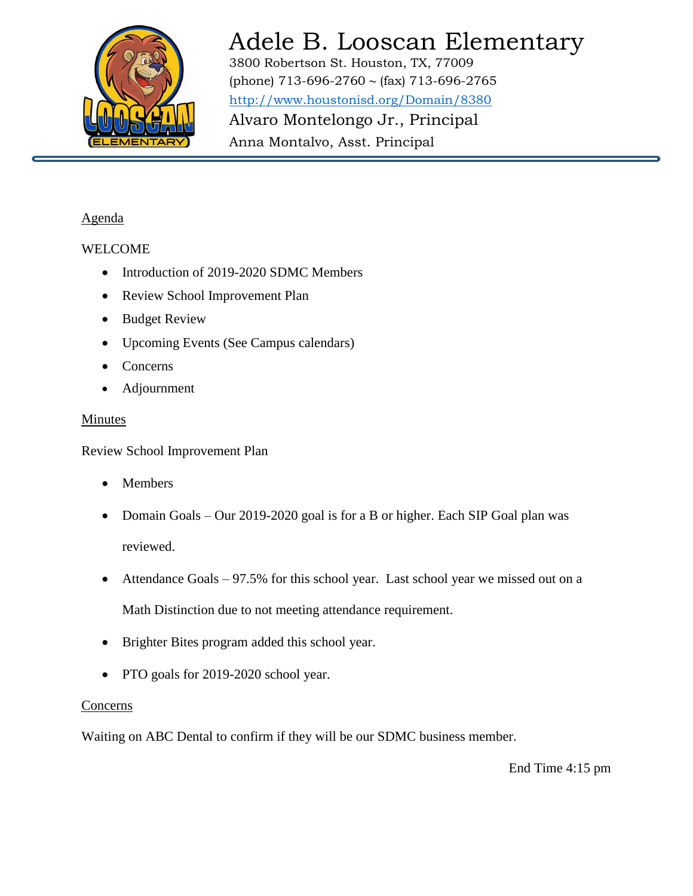# Adele B. Looscan Elementary

3800 Robertson St. Houston, TX, 77009
(phone) 713-696-2760 ~ (fax) 713-696-2765
http://www.houstonisd.org/Domain/8380
Alvaro Montelongo Jr., Principal
Anna Montalvo, Asst. Principal

---

Agenda

WELCOME

- Introduction of 2019-2020 SDMC Members
- Review School Improvement Plan
- Budget Review
- Upcoming Events (See Campus calendars)
- Concerns
- Adjournment

Minutes

Review School Improvement Plan

- Members
- Domain Goals – Our 2019-2020 goal is for a B or higher. Each SIP Goal plan was reviewed.
- Attendance Goals – 97.5% for this school year. Last school year we missed out on a Math Distinction due to not meeting attendance requirement.
- Brighter Bites program added this school year.
- PTO goals for 2019-2020 school year.

Concerns

Waiting on ABC Dental to confirm if they will be our SDMC business member.

End Time 4:15 pm